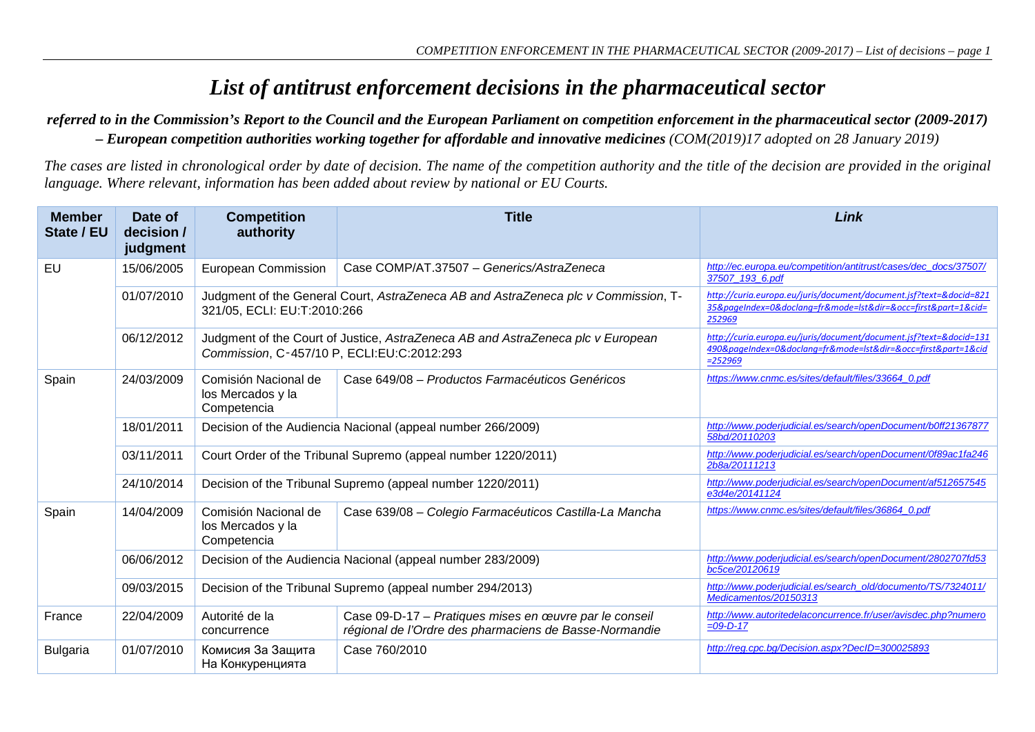# *List of antitrust enforcement decisions in the pharmaceutical sector*

***referred to in the Commission's Report to the Council and the European Parliament on competition enforcement in the pharmaceutical sector (2009-2017) – European competition authorities working together for affordable and innovative medicines** (COM(2019)17 adopted on 28 January 2019)*

*The cases are listed in chronological order by date of decision. The name of the competition authority and the title of the decision are provided in the original language. Where relevant, information has been added about review by national or EU Courts.*

| Member State / EU | Date of decision / judgment | Competition authority | Title | *Link* |
|---|---|---|---|---|
| EU | 15/06/2005 | European Commission | Case COMP/AT.37507 – *Generics/AstraZeneca* | *http://ec.europa.eu/competition/antitrust/cases/dec_docs/37507/37507_193_6.pdf* |
| | 01/07/2010 | Judgment of the General Court, *AstraZeneca AB and AstraZeneca plc v Commission*, T-321/05, ECLI: EU:T:2010:266 | | *http://curia.europa.eu/juris/document/document.jsf?text=&docid=82135&pageIndex=0&doclang=fr&mode=lst&dir=&occ=first&part=1&cid=252969* |
| | 06/12/2012 | Judgment of the Court of Justice, *AstraZeneca AB and AstraZeneca plc v European Commission*, C‑457/10 P, ECLI:EU:C:2012:293 | | *http://curia.europa.eu/juris/document/document.jsf?text=&docid=131490&pageIndex=0&doclang=fr&mode=lst&dir=&occ=first&part=1&cid=252969* |
| Spain | 24/03/2009 | Comisión Nacional de los Mercados y la Competencia | Case 649/08 – *Productos Farmacéuticos Genéricos* | *https://www.cnmc.es/sites/default/files/33664_0.pdf* |
| | 18/01/2011 | Decision of the Audiencia Nacional (appeal number 266/2009) | | *http://www.poderjudicial.es/search/openDocument/b0ff2136787758bd/20110203* |
| | 03/11/2011 | Court Order of the Tribunal Supremo (appeal number 1220/2011) | | *http://www.poderjudicial.es/search/openDocument/0f89ac1fa2462b8a/20111213* |
| | 24/10/2014 | Decision of the Tribunal Supremo (appeal number 1220/2011) | | *http://www.poderjudicial.es/search/openDocument/af512657545e3d4e/20141124* |
| Spain | 14/04/2009 | Comisión Nacional de los Mercados y la Competencia | Case 639/08 – *Colegio Farmacéuticos Castilla-La Mancha* | *https://www.cnmc.es/sites/default/files/36864_0.pdf* |
| | 06/06/2012 | Decision of the Audiencia Nacional (appeal number 283/2009) | | *http://www.poderjudicial.es/search/openDocument/2802707fd53bc5ce/20120619* |
| | 09/03/2015 | Decision of the Tribunal Supremo (appeal number 294/2013) | | *http://www.poderjudicial.es/search_old/documento/TS/7324011/Medicamentos/20150313* |
| France | 22/04/2009 | Autorité de la concurrence | Case 09-D-17 – *Pratiques mises en œuvre par le conseil régional de l'Ordre des pharmaciens de Basse-Normandie* | *http://www.autoritedelaconcurrence.fr/user/avisdec.php?numero=09-D-17* |
| Bulgaria | 01/07/2010 | Комисия За Защита На Конкуренцията | Case 760/2010 | *http://reg.cpc.bg/Decision.aspx?DecID=300025893* |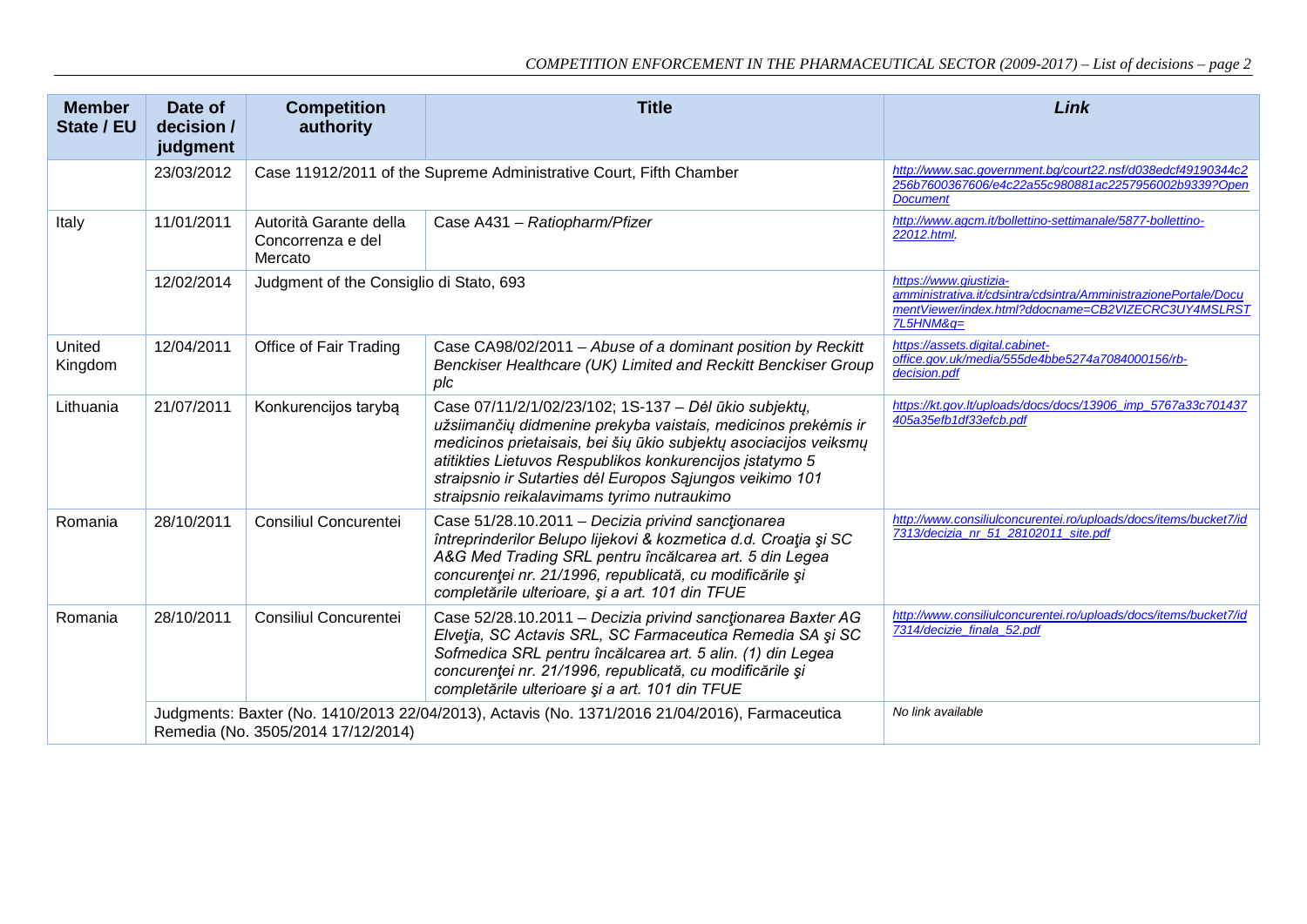| Member State / EU | Date of decision / judgment | Competition authority | Title | *Link* |
|---|---|---|---|---|
| | 23/03/2012 | Case 11912/2011 of the Supreme Administrative Court, Fifth Chamber | | *http://www.sac.government.bg/court22.nsf/d038edcf49190344c2256b7600367606/e4c22a55c980881ac2257956002b9339?OpenDocument* |
| Italy | 11/01/2011 | Autorità Garante della Concorrenza e del Mercato | Case A431 – *Ratiopharm/Pfizer* | *http://www.agcm.it/bollettino-settimanale/5877-bollettino-22012.html.* |
| | 12/02/2014 | Judgment of the Consiglio di Stato, 693 | | *https://www.giustizia-amministrativa.it/cdsintra/cdsintra/AmministrazionePortale/DocumentViewer/index.html?ddocname=CB2VIZECRC3UY4MSLRST7L5HNM&q=* |
| United Kingdom | 12/04/2011 | Office of Fair Trading | Case CA98/02/2011 – *Abuse of a dominant position by Reckitt Benckiser Healthcare (UK) Limited and Reckitt Benckiser Group plc* | *https://assets.digital.cabinet-office.gov.uk/media/555de4bbe5274a7084000156/rb-decision.pdf* |
| Lithuania | 21/07/2011 | Konkurencijos tarybą | Case 07/11/2/1/02/23/102; 1S-137 – *Dėl ūkio subjektų, užsiimančių didmenine prekyba vaistais, medicinos prekėmis ir medicinos prietaisais, bei šių ūkio subjektų asociacijos veiksmų atitikties Lietuvos Respublikos konkurencijos įstatymo 5 straipsnio ir Sutarties dėl Europos Sąjungos veikimo 101 straipsnio reikalavimams tyrimo nutraukimo* | *https://kt.gov.lt/uploads/docs/docs/13906_imp_5767a33c701437405a35efb1df33efcb.pdf* |
| Romania | 28/10/2011 | Consiliul Concurentei | Case 51/28.10.2011 – *Decizia privind sancţionarea întreprinderilor Belupo lijekovi & kozmetica d.d. Croaţia şi SC A&G Med Trading SRL pentru încălcarea art. 5 din Legea concurenţei nr. 21/1996, republicată, cu modificările şi completările ulterioare, şi a art. 101 din TFUE* | *http://www.consiliulconcurentei.ro/uploads/docs/items/bucket7/id7313/decizia_nr_51_28102011_site.pdf* |
| Romania | 28/10/2011 | Consiliul Concurentei | Case 52/28.10.2011 – *Decizia privind sancţionarea Baxter AG Elveţia, SC Actavis SRL, SC Farmaceutica Remedia SA şi SC Sofmedica SRL pentru încălcarea art. 5 alin. (1) din Legea concurenţei nr. 21/1996, republicată, cu modificările şi completările ulterioare şi a art. 101 din TFUE* | *http://www.consiliulconcurentei.ro/uploads/docs/items/bucket7/id7314/decizie_finala_52.pdf* |
| | Judgments: Baxter (No. 1410/2013 22/04/2013), Actavis (No. 1371/2016 21/04/2016), Farmaceutica Remedia (No. 3505/2014 17/12/2014) | | | *No link available* |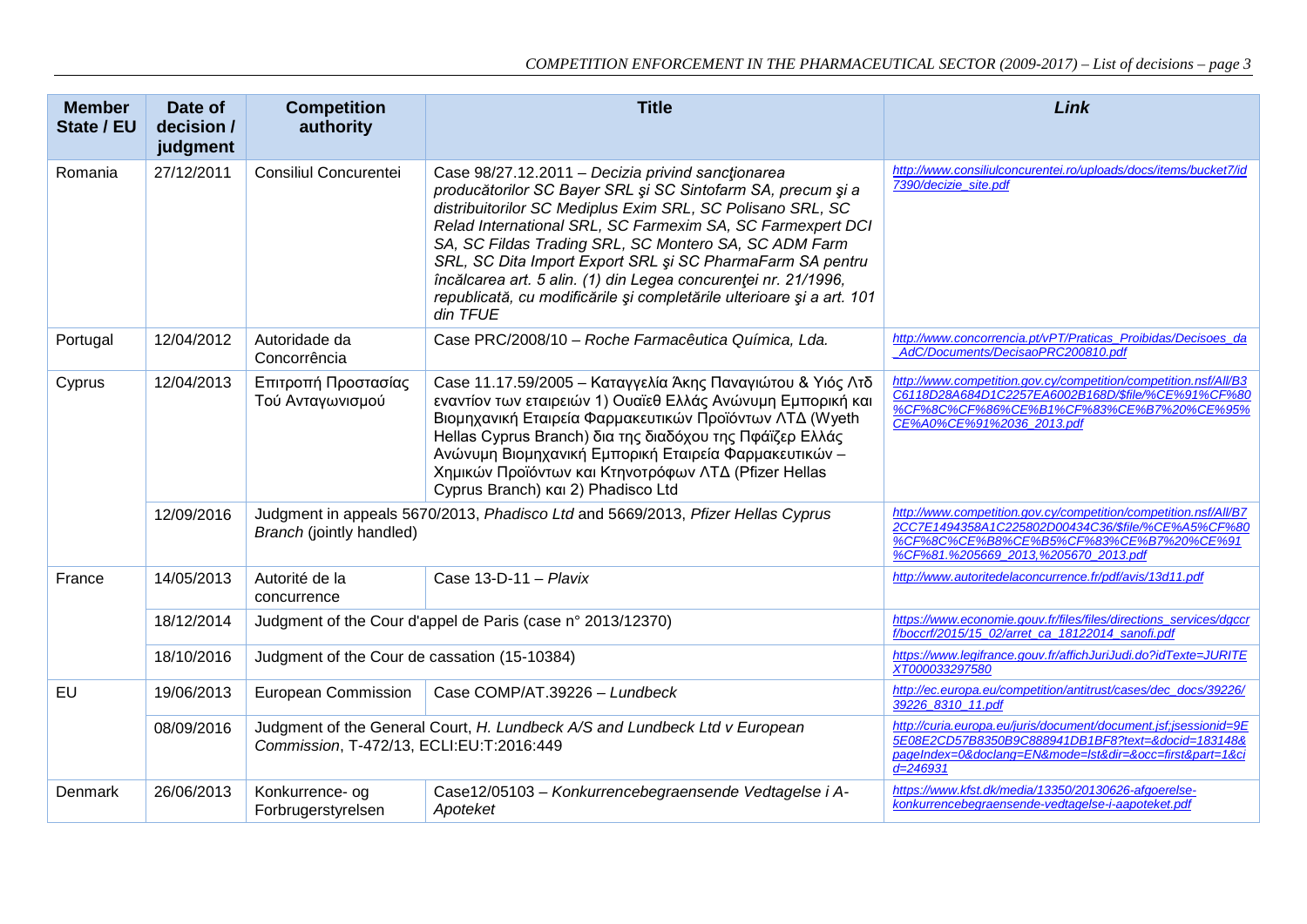| Member State / EU | Date of decision / judgment | Competition authority | Title | Link |
| --- | --- | --- | --- | --- |
| Romania | 27/12/2011 | Consiliul Concurentei | Case 98/27.12.2011 – *Decizia privind sancţionarea producătorilor SC Bayer SRL şi SC Sintofarm SA, precum şi a distribuitorilor SC Mediplus Exim SRL, SC Polisano SRL, SC Relad International SRL, SC Farmexim SA, SC Farmexpert DCI SA, SC Fildas Trading SRL, SC Montero SA, SC ADM Farm SRL, SC Dita Import Export SRL şi SC PharmaFarm SA pentru încălcarea art. 5 alin. (1) din Legea concurenţei nr. 21/1996, republicată, cu modificările şi completările ulterioare şi a art. 101 din TFUE* | *http://www.consiliulconcurentei.ro/uploads/docs/items/bucket7/id7390/decizie_site.pdf* |
| Portugal | 12/04/2012 | Autoridade da Concorrência | Case PRC/2008/10 – *Roche Farmacêutica Química, Lda.* | *http://www.concorrencia.pt/vPT/Praticas_Proibidas/Decisoes_da_AdC/Documents/DecisaoPRC200810.pdf* |
| Cyprus | 12/04/2013 | Επιτροπή Προστασίας Τού Ανταγωνισμού | Case 11.17.59/2005 – Καταγγελία Άκης Παναγιώτου & Υιός Λτδ εναντίον των εταιρειών 1) Ουαϊεθ Ελλάς Ανώνυμη Εμπορική και Βιομηχανική Εταιρεία Φαρμακευτικών Προϊόντων ΛΤΔ (Wyeth Hellas Cyprus Branch) δια της διαδόχου της Πφάϊζερ Ελλάς Ανώνυμη Βιομηχανική Εμπορική Εταιρεία Φαρμακευτικών – Χημικών Προϊόντων και Κτηνοτρόφων ΛΤΔ (Pfizer Hellas Cyprus Branch) και 2) Phadisco Ltd | *http://www.competition.gov.cy/competition/competition.nsf/All/B3C6118D28A684D1C2257EA6002B168D/$file/%CE%91%CF%80%CF%8C%CF%86%CE%B1%CF%83%CE%B7%20%CE%95%CE%A0%CE%91%2036_2013.pdf* |
| | 12/09/2016 | Judgment in appeals 5670/2013, *Phadisco Ltd* and 5669/2013, *Pfizer Hellas Cyprus Branch* (jointly handled) | | *http://www.competition.gov.cy/competition/competition.nsf/All/B72CC7E1494358A1C225802D00434C36/$file/%CE%A5%CF%80%CF%8C%CE%B8%CE%B5%CF%83%CE%B7%20%CE%91%CF%81.%205669_2013,%205670_2013.pdf* |
| France | 14/05/2013 | Autorité de la concurrence | Case 13-D-11 – *Plavix* | *http://www.autoritedelaconcurrence.fr/pdf/avis/13d11.pdf* |
| | 18/12/2014 | Judgment of the Cour d'appel de Paris (case n° 2013/12370) | | *https://www.economie.gouv.fr/files/files/directions_services/dgccrf/boccrf/2015/15_02/arret_ca_18122014_sanofi.pdf* |
| | 18/10/2016 | Judgment of the Cour de cassation (15-10384) | | *https://www.legifrance.gouv.fr/affichJuriJudi.do?idTexte=JURITEXT000033297580* |
| EU | 19/06/2013 | European Commission | Case COMP/AT.39226 – *Lundbeck* | *http://ec.europa.eu/competition/antitrust/cases/dec_docs/39226/39226_8310_11.pdf* |
| | 08/09/2016 | Judgment of the General Court, *H. Lundbeck A/S and Lundbeck Ltd v European Commission*, T-472/13, ECLI:EU:T:2016:449 | | *http://curia.europa.eu/juris/document/document.jsf;jsessionid=9E5E08E2CD57B8350B9C888941DB1BF8?text=&docid=183148&pageIndex=0&doclang=EN&mode=lst&dir=&occ=first&part=1&cid=246931* |
| Denmark | 26/06/2013 | Konkurrence- og Forbrugerstyrelsen | Case12/05103 – *Konkurrencebegraensende Vedtagelse i A-Apoteket* | *https://www.kfst.dk/media/13350/20130626-afgoerelse-konkurrencebegraensende-vedtagelse-i-aapoteket.pdf* |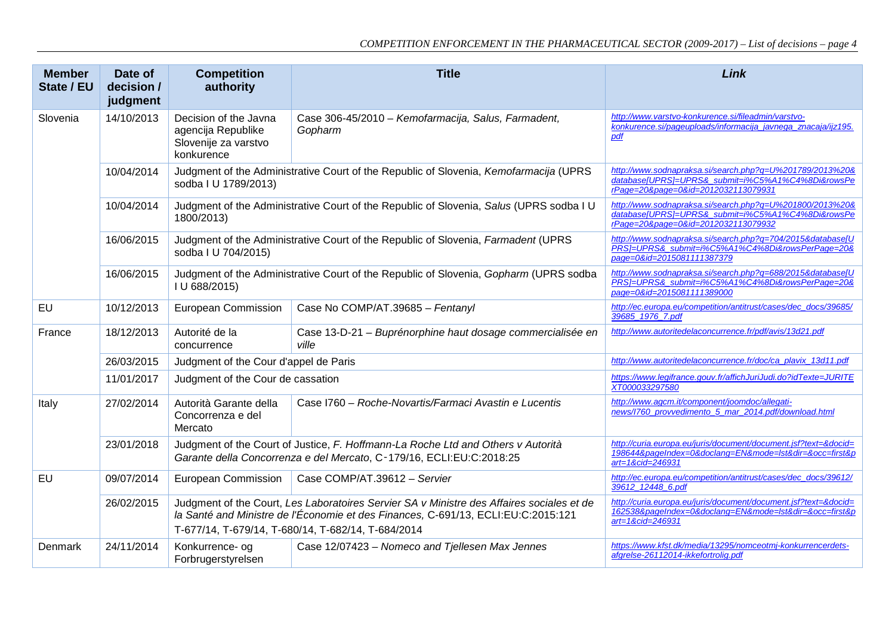| Member State / EU | Date of decision / judgment | Competition authority | Title | Link |
|---|---|---|---|---|
| Slovenia | 14/10/2013 | Decision of the Javna agencija Republike Slovenije za varstvo konkurence | Case 306-45/2010 – *Kemofarmacija, Salus, Farmadent, Gopharm* | http://www.varstvo-konkurence.si/fileadmin/varstvo-konkurence.si/pageuploads/informacija_javnega_znacaja/ijz195.pdf |
| | 10/04/2014 | Judgment of the Administrative Court of the Republic of Slovenia, *Kemofarmacija* (UPRS sodba I U 1789/2013) | | http://www.sodnapraksa.si/search.php?q=U%201789/2013%20&database[UPRS]=UPRS&_submit=i%C5%A1%C4%8Di&rowsPerPage=20&page=0&id=2012032113079931 |
| | 10/04/2014 | Judgment of the Administrative Court of the Republic of Slovenia, *Salus* (UPRS sodba I U 1800/2013) | | http://www.sodnapraksa.si/search.php?q=U%201800/2013%20&database[UPRS]=UPRS&_submit=i%C5%A1%C4%8Di&rowsPerPage=20&page=0&id=2012032113079932 |
| | 16/06/2015 | Judgment of the Administrative Court of the Republic of Slovenia, *Farmadent* (UPRS sodba I U 704/2015) | | http://www.sodnapraksa.si/search.php?q=704/2015&database[UPRS]=UPRS&_submit=i%C5%A1%C4%8Di&rowsPerPage=20&page=0&id=2015081111387379 |
| | 16/06/2015 | Judgment of the Administrative Court of the Republic of Slovenia, *Gopharm* (UPRS sodba I U 688/2015) | | http://www.sodnapraksa.si/search.php?q=688/2015&database[UPRS]=UPRS&_submit=i%C5%A1%C4%8Di&rowsPerPage=20&page=0&id=2015081111389000 |
| EU | 10/12/2013 | European Commission | Case No COMP/AT.39685 – *Fentanyl* | http://ec.europa.eu/competition/antitrust/cases/dec_docs/39685/39685_1976_7.pdf |
| France | 18/12/2013 | Autorité de la concurrence | Case 13-D-21 – *Buprénorphine haut dosage commercialisée en ville* | http://www.autoritedelaconcurrence.fr/pdf/avis/13d21.pdf |
| | 26/03/2015 | Judgment of the Cour d'appel de Paris | | http://www.autoritedelaconcurrence.fr/doc/ca_plavix_13d11.pdf |
| | 11/01/2017 | Judgment of the Cour de cassation | | https://www.legifrance.gouv.fr/affichJuriJudi.do?idTexte=JURITEXT000033297580 |
| Italy | 27/02/2014 | Autorità Garante della Concorrenza e del Mercato | Case I760 – *Roche-Novartis/Farmaci Avastin e Lucentis* | http://www.agcm.it/component/joomdoc/allegati-news/I760_provvedimento_5_mar_2014.pdf/download.html |
| | 23/01/2018 | Judgment of the Court of Justice, *F. Hoffmann-La Roche Ltd and Others v Autorità Garante della Concorrenza e del Mercato*, C‑179/16, ECLI:EU:C:2018:25 | | http://curia.europa.eu/juris/document/document.jsf?text=&docid=198644&pageIndex=0&doclang=EN&mode=lst&dir=&occ=first&part=1&cid=246931 |
| EU | 09/07/2014 | European Commission | Case COMP/AT.39612 – *Servier* | http://ec.europa.eu/competition/antitrust/cases/dec_docs/39612/39612_12448_6.pdf |
| | 26/02/2015 | Judgment of the Court, *Les Laboratoires Servier SA v Ministre des Affaires sociales et de la Santé and Ministre de l'Économie et des Finances,* C-691/13, ECLI:EU:C:2015:121<br>T-677/14, T-679/14, T-680/14, T-682/14, T-684/2014 | | http://curia.europa.eu/juris/document/document.jsf?text=&docid=162538&pageIndex=0&doclang=EN&mode=lst&dir=&occ=first&part=1&cid=246931 |
| Denmark | 24/11/2014 | Konkurrence- og Forbrugerstyrelsen | Case 12/07423 – *Nomeco and Tjellesen Max Jennes* | https://www.kfst.dk/media/13295/nomceotmj-konkurrencerdets-afgrelse-26112014-ikkefortrolig.pdf |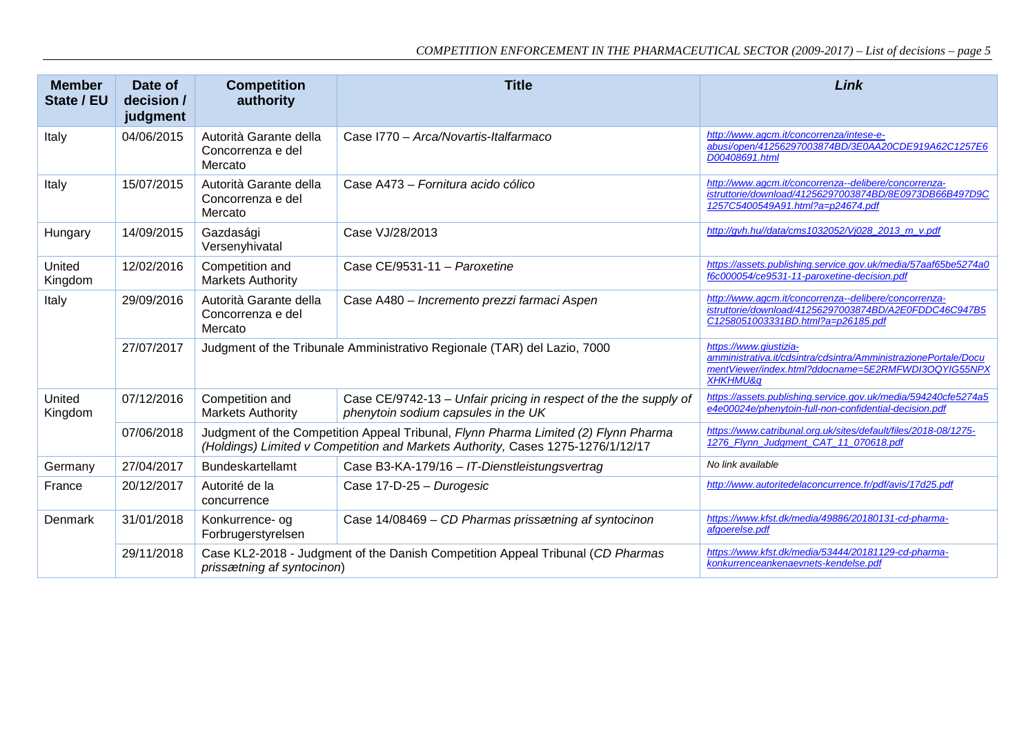| Member State / EU | Date of decision / judgment | Competition authority | Title | Link |
| --- | --- | --- | --- | --- |
| Italy | 04/06/2015 | Autorità Garante della Concorrenza e del Mercato | Case I770 – *Arca/Novartis-Italfarmaco* | *http://www.agcm.it/concorrenza/intese-e-abusi/open/41256297003874BD/3E0AA20CDE919A62C1257E6D00408691.html* |
| Italy | 15/07/2015 | Autorità Garante della Concorrenza e del Mercato | Case A473 – *Fornitura acido cólico* | *http://www.agcm.it/concorrenza--delibere/concorrenza-istruttorie/download/41256297003874BD/8E0973DB66B497D9C1257C5400549A91.html?a=p24674.pdf* |
| Hungary | 14/09/2015 | Gazdasági Versenyhivatal | Case VJ/28/2013 | *http://gvh.hu//data/cms1032052/Vj028_2013_m_v.pdf* |
| United Kingdom | 12/02/2016 | Competition and Markets Authority | Case CE/9531-11 – *Paroxetine* | *https://assets.publishing.service.gov.uk/media/57aaf65be5274a0f6c000054/ce9531-11-paroxetine-decision.pdf* |
| Italy | 29/09/2016 | Autorità Garante della Concorrenza e del Mercato | Case A480 – *Incremento prezzi farmaci Aspen* | *http://www.agcm.it/concorrenza--delibere/concorrenza-istruttorie/download/41256297003874BD/A2E0FDDC46C947B5C1258051003331BD.html?a=p26185.pdf* |
| | 27/07/2017 | Judgment of the Tribunale Amministrativo Regionale (TAR) del Lazio, 7000 | | *https://www.giustizia-amministrativa.it/cdsintra/cdsintra/AmministrazionePortale/DocumentViewer/index.html?ddocname=5E2RMFWDI3OQYIG55NPXXHKHMU&q* |
| United Kingdom | 07/12/2016 | Competition and Markets Authority | Case CE/9742-13 – *Unfair pricing in respect of the supply of phenytoin sodium capsules in the UK* | *https://assets.publishing.service.gov.uk/media/594240cfe5274a5e4e00024e/phenytoin-full-non-confidential-decision.pdf* |
| | 07/06/2018 | Judgment of the Competition Appeal Tribunal, *Flynn Pharma Limited (2) Flynn Pharma (Holdings) Limited v Competition and Markets Authority*, Cases 1275-1276/1/12/17 | | *https://www.catribunal.org.uk/sites/default/files/2018-08/1275-1276_Flynn_Judgment_CAT_11_070618.pdf* |
| Germany | 27/04/2017 | Bundeskartellamt | Case B3-KA-179/16 – *IT-Dienstleistungsvertrag* | *No link available* |
| France | 20/12/2017 | Autorité de la concurrence | Case 17-D-25 – *Durogesic* | *http://www.autoritedelaconcurrence.fr/pdf/avis/17d25.pdf* |
| Denmark | 31/01/2018 | Konkurrence- og Forbrugerstyrelsen | Case 14/08469 – *CD Pharmas prissætning af syntocinon* | *https://www.kfst.dk/media/49886/20180131-cd-pharma-afgoerelse.pdf* |
| | 29/11/2018 | Case KL2-2018 - Judgment of the Danish Competition Appeal Tribunal (*CD Pharmas prissætning af syntocinon*) | | *https://www.kfst.dk/media/53444/20181129-cd-pharma-konkurrenceankenaevnets-kendelse.pdf* |